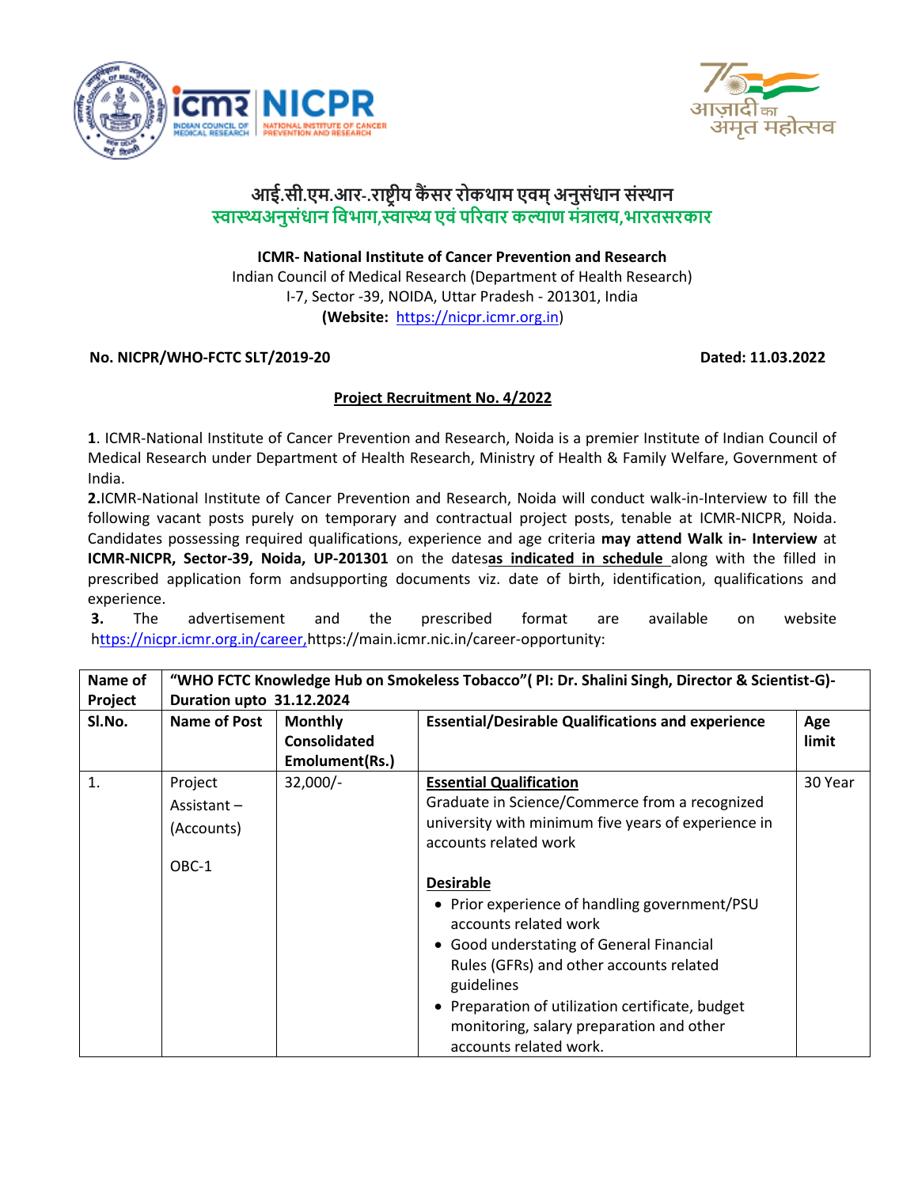# आई.सी.एम.आर-.राष्ट्रीय कैंसर रोकथाम एवम् अनुसंधान संस्थान

## स्वास्थ्यअनुसंधान विभाग,स्वास्थ्य एवं परिवार कल्याण मंत्रालय,भारतसरकार

**ICMR- National Institute of Cancer Prevention and Research**
Indian Council of Medical Research (Department of Health Research)
I-7, Sector -39, NOIDA, Uttar Pradesh - 201301, India
**(Website:** https://nicpr.icmr.org.in)

**No. NICPR/WHO-FCTC SLT/2019-20** **Dated: 11.03.2022**

**Project Recruitment No. 4/2022**

**1**. ICMR-National Institute of Cancer Prevention and Research, Noida is a premier Institute of Indian Council of Medical Research under Department of Health Research, Ministry of Health & Family Welfare, Government of India.

**2.**ICMR-National Institute of Cancer Prevention and Research, Noida will conduct walk-in-Interview to fill the following vacant posts purely on temporary and contractual project posts, tenable at ICMR-NICPR, Noida. Candidates possessing required qualifications, experience and age criteria **may attend Walk in- Interview** at **ICMR-NICPR, Sector-39, Noida, UP-201301** on the dates**as indicated in schedule** along with the filled in prescribed application form andsupporting documents viz. date of birth, identification, qualifications and experience.

**3.** The advertisement and the prescribed format are available on website https://nicpr.icmr.org.in/career,https://main.icmr.nic.in/career-opportunity:

| **Name of Project** | **"WHO FCTC Knowledge Hub on Smokeless Tobacco"( PI: Dr. Shalini Singh, Director & Scientist-G)- Duration upto 31.12.2024** | | | |
|---|---|---|---|---|
| **Sl.No.** | **Name of Post** | **Monthly Consolidated Emolument(Rs.)** | **Essential/Desirable Qualifications and experience** | **Age limit** |
| 1. | Project Assistant – (Accounts)<br><br>OBC-1 | 32,000/- | **Essential Qualification**<br>Graduate in Science/Commerce from a recognized university with minimum five years of experience in accounts related work<br><br>**Desirable**<br>• Prior experience of handling government/PSU accounts related work<br>• Good understating of General Financial Rules (GFRs) and other accounts related guidelines<br>• Preparation of utilization certificate, budget monitoring, salary preparation and other accounts related work. | 30 Year |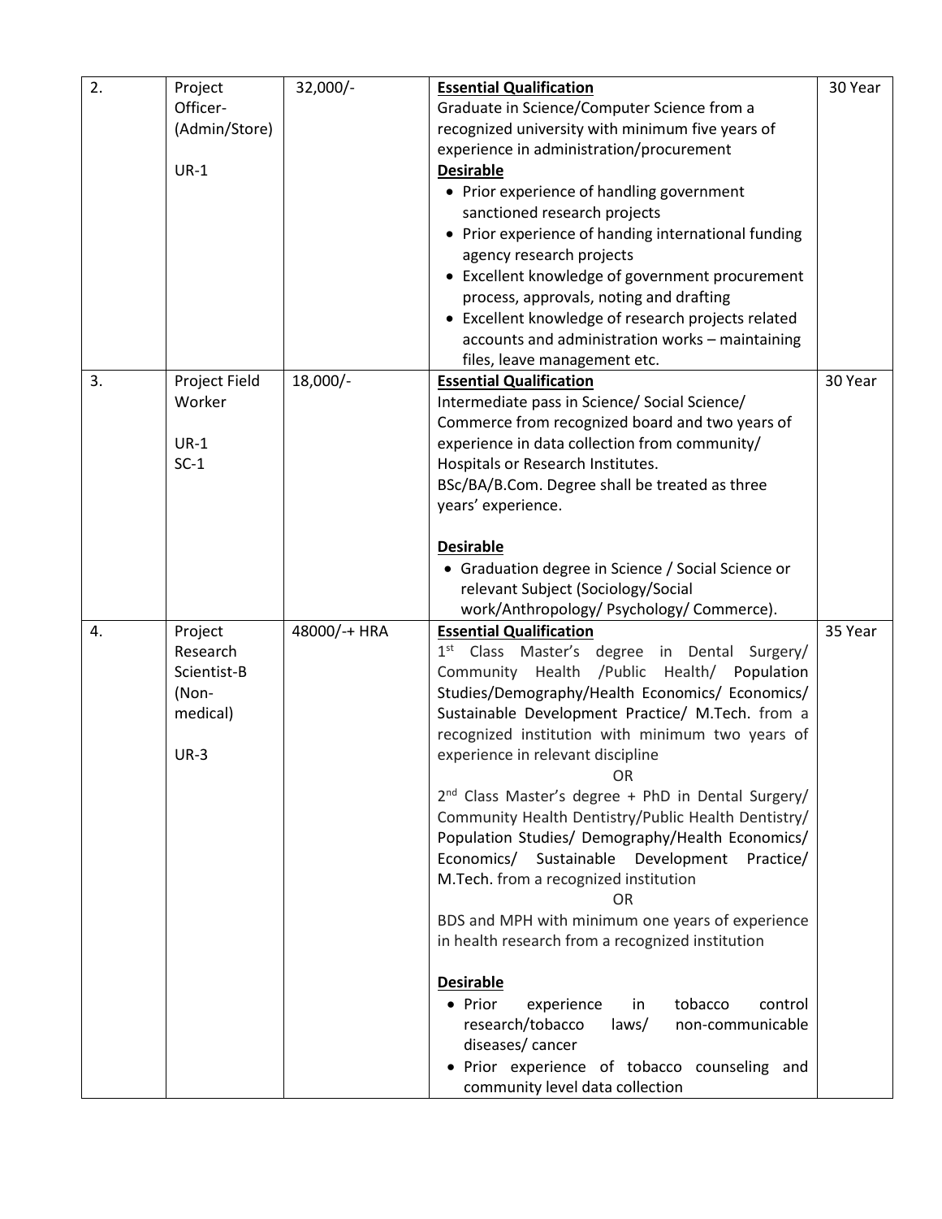| 2. | Project Officer-(Admin/Store)<br><br>UR-1 | 32,000/- | **Essential Qualification**<br>Graduate in Science/Computer Science from a recognized university with minimum five years of experience in administration/procurement<br>**Desirable**<br>• Prior experience of handling government sanctioned research projects<br>• Prior experience of handing international funding agency research projects<br>• Excellent knowledge of government procurement process, approvals, noting and drafting<br>• Excellent knowledge of research projects related accounts and administration works – maintaining files, leave management etc. | 30 Year |
|---|---|---|---|---|
| 3. | Project Field Worker<br><br>UR-1<br>SC-1 | 18,000/- | **Essential Qualification**<br>Intermediate pass in Science/ Social Science/ Commerce from recognized board and two years of experience in data collection from community/ Hospitals or Research Institutes.<br>BSc/BA/B.Com. Degree shall be treated as three years' experience.<br><br>**Desirable**<br>• Graduation degree in Science / Social Science or relevant Subject (Sociology/Social work/Anthropology/ Psychology/ Commerce). | 30 Year |
| 4. | Project Research Scientist-B (Non-medical)<br><br>UR-3 | 48000/-+ HRA | **Essential Qualification**<br>1st Class Master's degree in Dental Surgery/ Community Health /Public Health/ Population Studies/Demography/Health Economics/ Economics/ Sustainable Development Practice/ M.Tech. from a recognized institution with minimum two years of experience in relevant discipline<br>OR<br>2nd Class Master's degree + PhD in Dental Surgery/ Community Health Dentistry/Public Health Dentistry/ Population Studies/ Demography/Health Economics/ Economics/ Sustainable Development Practice/ M.Tech. from a recognized institution<br>OR<br>BDS and MPH with minimum one years of experience in health research from a recognized institution<br><br>**Desirable**<br>• Prior experience in tobacco control research/tobacco laws/ non-communicable diseases/ cancer<br>• Prior experience of tobacco counseling and community level data collection | 35 Year |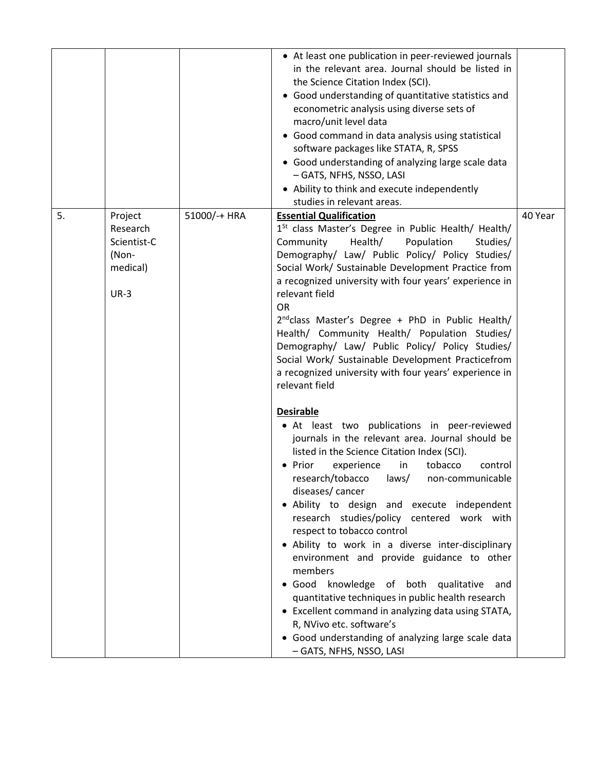| | | | • At least one publication in peer-reviewed journals in the relevant area. Journal should be listed in the Science Citation Index (SCI).<br>• Good understanding of quantitative statistics and econometric analysis using diverse sets of macro/unit level data<br>• Good command in data analysis using statistical software packages like STATA, R, SPSS<br>• Good understanding of analyzing large scale data – GATS, NFHS, NSSO, LASI<br>• Ability to think and execute independently studies in relevant areas. | |
|---|---|---|---|---|
| 5. | Project Research Scientist-C (Non-medical)<br><br>UR-3 | 51000/-+ HRA | **Essential Qualification**<br>1[St] class Master's Degree in Public Health/ Health/ Community Health/ Population Studies/ Demography/ Law/ Public Policy/ Policy Studies/ Social Work/ Sustainable Development Practice from a recognized university with four years' experience in relevant field<br>OR<br>2[nd]class Master's Degree + PhD in Public Health/ Health/ Community Health/ Population Studies/ Demography/ Law/ Public Policy/ Policy Studies/ Social Work/ Sustainable Development Practicefrom a recognized university with four years' experience in relevant field<br><br>**Desirable**<br>• At least two publications in peer-reviewed journals in the relevant area. Journal should be listed in the Science Citation Index (SCI).<br>• Prior experience in tobacco control research/tobacco laws/ non-communicable diseases/ cancer<br>• Ability to design and execute independent research studies/policy centered work with respect to tobacco control<br>• Ability to work in a diverse inter-disciplinary environment and provide guidance to other members<br>• Good knowledge of both qualitative and quantitative techniques in public health research<br>• Excellent command in analyzing data using STATA, R, NVivo etc. software's<br>• Good understanding of analyzing large scale data – GATS, NFHS, NSSO, LASI | 40 Year |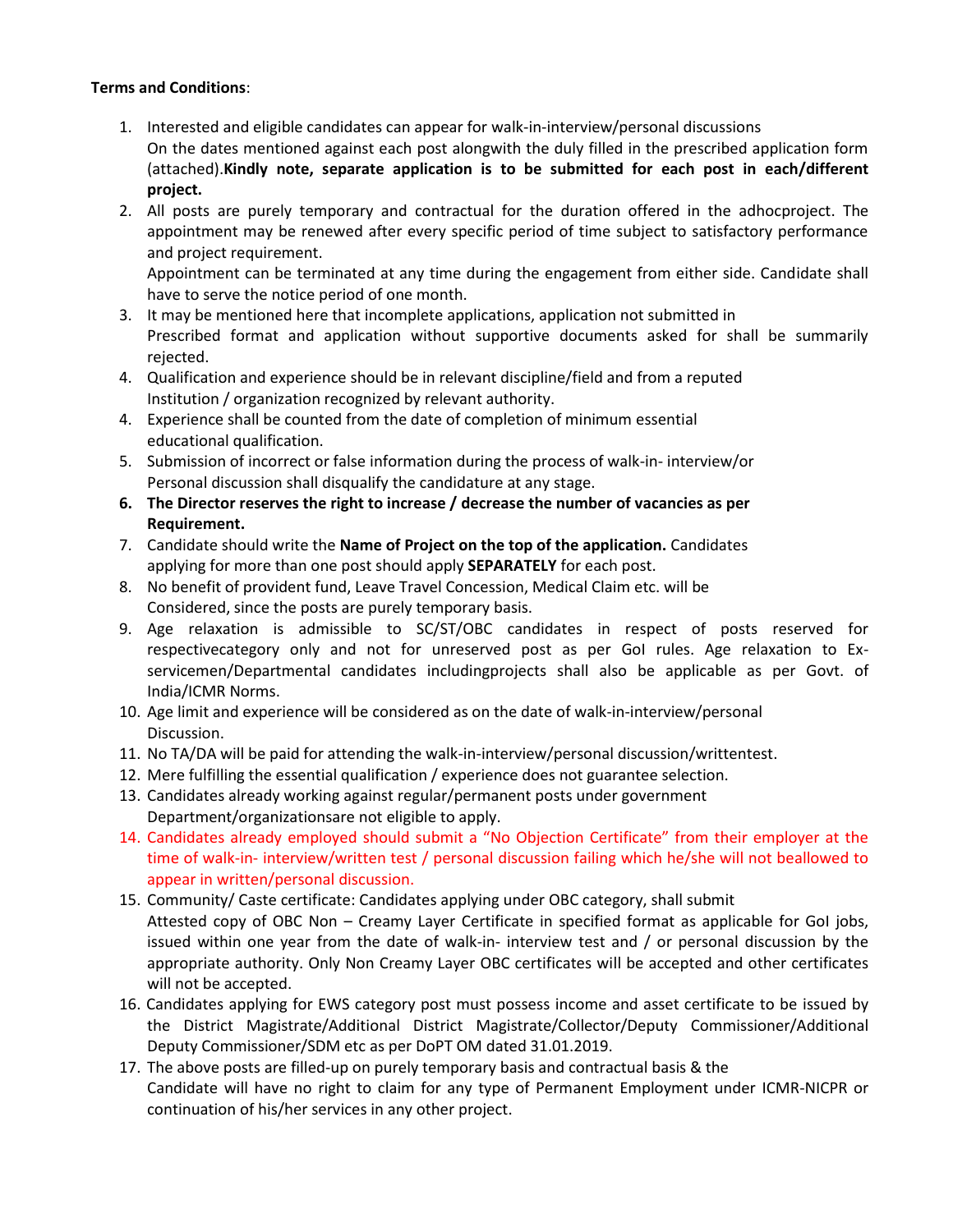**Terms and Conditions**:

1. Interested and eligible candidates can appear for walk-in-interview/personal discussions On the dates mentioned against each post alongwith the duly filled in the prescribed application form (attached).**Kindly note, separate application is to be submitted for each post in each/different project.**
2. All posts are purely temporary and contractual for the duration offered in the adhocproject. The appointment may be renewed after every specific period of time subject to satisfactory performance and project requirement.
   Appointment can be terminated at any time during the engagement from either side. Candidate shall have to serve the notice period of one month.
3. It may be mentioned here that incomplete applications, application not submitted in Prescribed format and application without supportive documents asked for shall be summarily rejected.
4. Qualification and experience should be in relevant discipline/field and from a reputed Institution / organization recognized by relevant authority.
4. Experience shall be counted from the date of completion of minimum essential educational qualification.
5. Submission of incorrect or false information during the process of walk-in- interview/or Personal discussion shall disqualify the candidature at any stage.
6. **The Director reserves the right to increase / decrease the number of vacancies as per Requirement.**
7. Candidate should write the **Name of Project on the top of the application.** Candidates applying for more than one post should apply **SEPARATELY** for each post.
8. No benefit of provident fund, Leave Travel Concession, Medical Claim etc. will be Considered, since the posts are purely temporary basis.
9. Age relaxation is admissible to SC/ST/OBC candidates in respect of posts reserved for respectivecategory only and not for unreserved post as per GoI rules. Age relaxation to Ex-servicemen/Departmental candidates includingprojects shall also be applicable as per Govt. of India/ICMR Norms.
10. Age limit and experience will be considered as on the date of walk-in-interview/personal Discussion.
11. No TA/DA will be paid for attending the walk-in-interview/personal discussion/writtentest.
12. Mere fulfilling the essential qualification / experience does not guarantee selection.
13. Candidates already working against regular/permanent posts under government Department/organizationsare not eligible to apply.
14. Candidates already employed should submit a "No Objection Certificate" from their employer at the time of walk-in- interview/written test / personal discussion failing which he/she will not beallowed to appear in written/personal discussion.
15. Community/ Caste certificate: Candidates applying under OBC category, shall submit Attested copy of OBC Non – Creamy Layer Certificate in specified format as applicable for GoI jobs, issued within one year from the date of walk-in- interview test and / or personal discussion by the appropriate authority. Only Non Creamy Layer OBC certificates will be accepted and other certificates will not be accepted.
16. Candidates applying for EWS category post must possess income and asset certificate to be issued by the District Magistrate/Additional District Magistrate/Collector/Deputy Commissioner/Additional Deputy Commissioner/SDM etc as per DoPT OM dated 31.01.2019.
17. The above posts are filled-up on purely temporary basis and contractual basis & the Candidate will have no right to claim for any type of Permanent Employment under ICMR-NICPR or continuation of his/her services in any other project.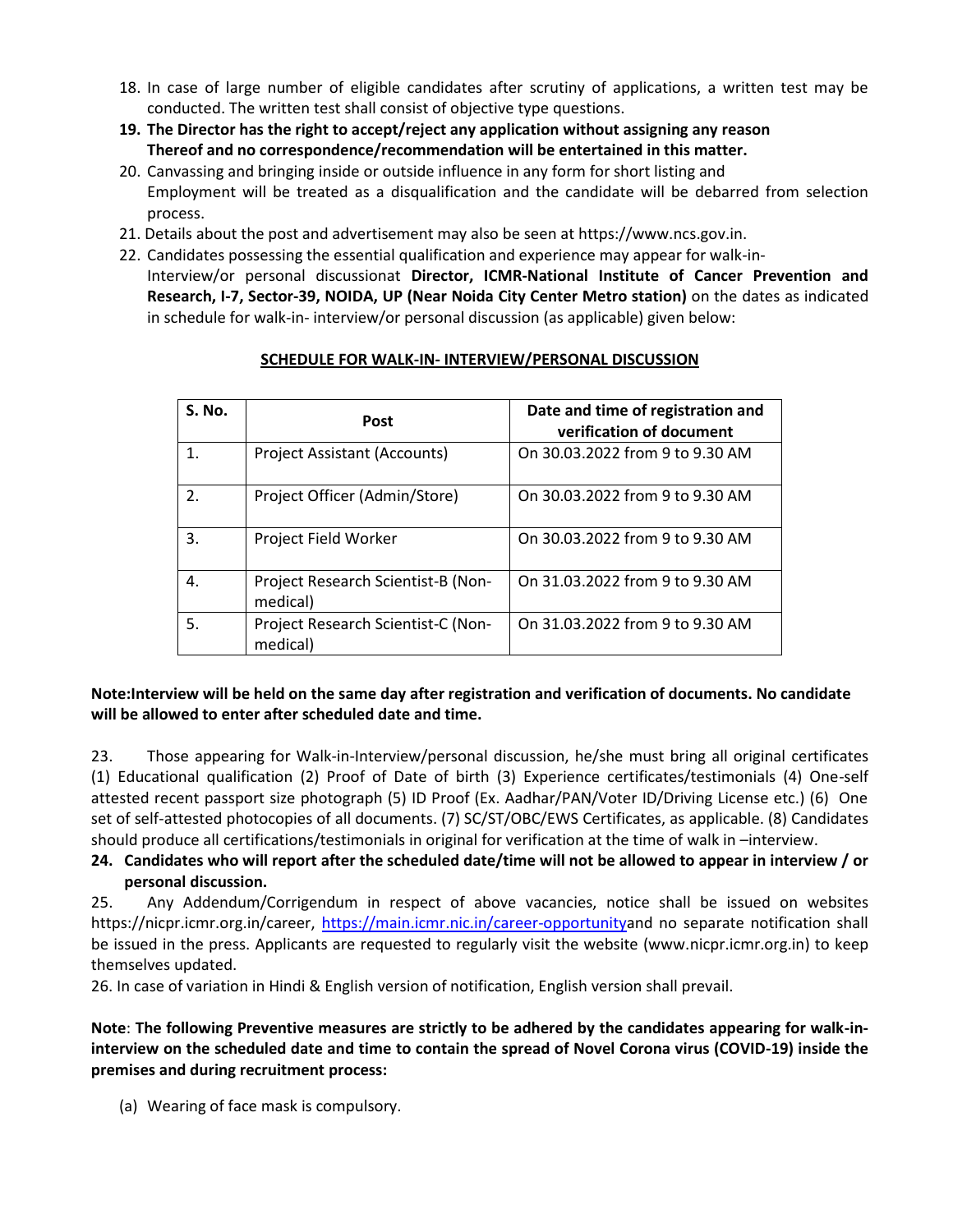18. In case of large number of eligible candidates after scrutiny of applications, a written test may be conducted. The written test shall consist of objective type questions.
19. **The Director has the right to accept/reject any application without assigning any reason Thereof and no correspondence/recommendation will be entertained in this matter.**
20. Canvassing and bringing inside or outside influence in any form for short listing and Employment will be treated as a disqualification and the candidate will be debarred from selection process.
21. Details about the post and advertisement may also be seen at https://www.ncs.gov.in.
22. Candidates possessing the essential qualification and experience may appear for walk-in-Interview/or personal discussionat **Director, ICMR-National Institute of Cancer Prevention and Research, I-7, Sector-39, NOIDA, UP (Near Noida City Center Metro station)** on the dates as indicated in schedule for walk-in- interview/or personal discussion (as applicable) given below:

**SCHEDULE FOR WALK-IN- INTERVIEW/PERSONAL DISCUSSION**

| S. No. | Post | Date and time of registration and verification of document |
|---|---|---|
| 1. | Project Assistant (Accounts) | On 30.03.2022 from 9 to 9.30 AM |
| 2. | Project Officer (Admin/Store) | On 30.03.2022 from 9 to 9.30 AM |
| 3. | Project Field Worker | On 30.03.2022 from 9 to 9.30 AM |
| 4. | Project Research Scientist-B (Non-medical) | On 31.03.2022 from 9 to 9.30 AM |
| 5. | Project Research Scientist-C (Non-medical) | On 31.03.2022 from 9 to 9.30 AM |

**Note:Interview will be held on the same day after registration and verification of documents. No candidate will be allowed to enter after scheduled date and time.**

23. Those appearing for Walk-in-Interview/personal discussion, he/she must bring all original certificates (1) Educational qualification (2) Proof of Date of birth (3) Experience certificates/testimonials (4) One-self attested recent passport size photograph (5) ID Proof (Ex. Aadhar/PAN/Voter ID/Driving License etc.) (6) One set of self-attested photocopies of all documents. (7) SC/ST/OBC/EWS Certificates, as applicable. (8) Candidates should produce all certifications/testimonials in original for verification at the time of walk in –interview.
24. **Candidates who will report after the scheduled date/time will not be allowed to appear in interview / or personal discussion.**
25. Any Addendum/Corrigendum in respect of above vacancies, notice shall be issued on websites https://nicpr.icmr.org.in/career, https://main.icmr.nic.in/career-opportunityand no separate notification shall be issued in the press. Applicants are requested to regularly visit the website (www.nicpr.icmr.org.in) to keep themselves updated.
26. In case of variation in Hindi & English version of notification, English version shall prevail.

**Note**: **The following Preventive measures are strictly to be adhered by the candidates appearing for walk-in-interview on the scheduled date and time to contain the spread of Novel Corona virus (COVID-19) inside the premises and during recruitment process:**

(a) Wearing of face mask is compulsory.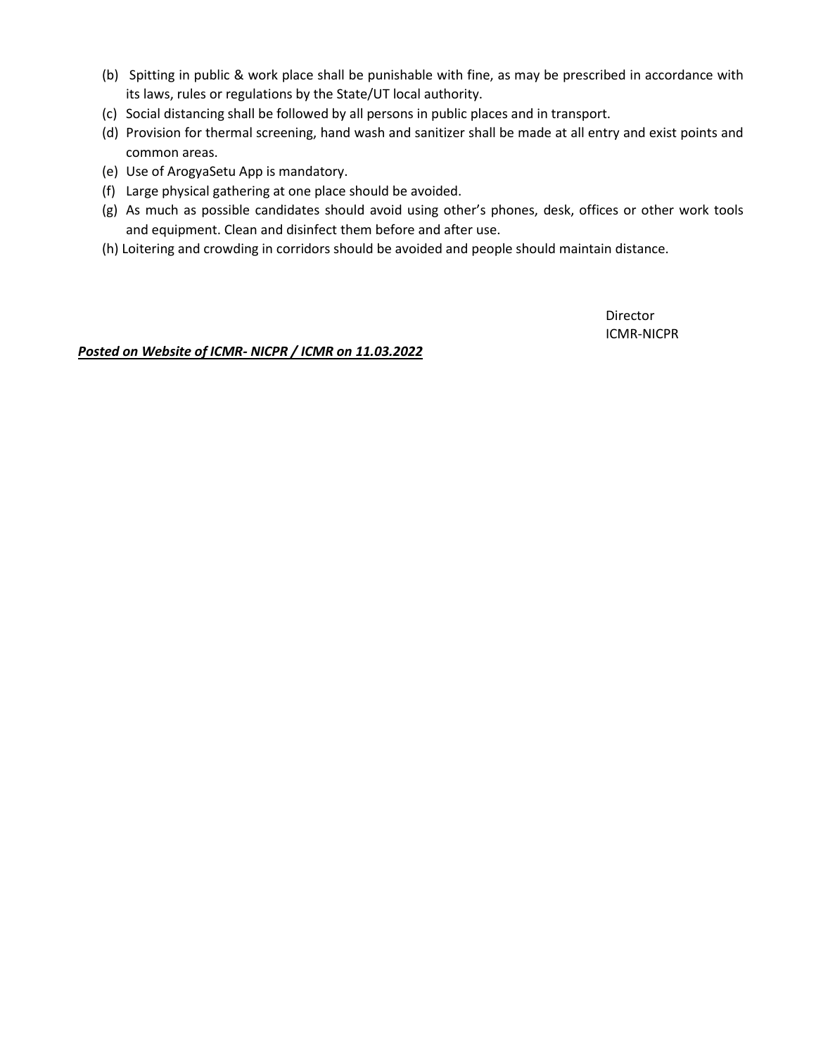(b) Spitting in public & work place shall be punishable with fine, as may be prescribed in accordance with its laws, rules or regulations by the State/UT local authority.

(c) Social distancing shall be followed by all persons in public places and in transport.

(d) Provision for thermal screening, hand wash and sanitizer shall be made at all entry and exist points and common areas.

(e) Use of ArogyaSetu App is mandatory.

(f) Large physical gathering at one place should be avoided.

(g) As much as possible candidates should avoid using other's phones, desk, offices or other work tools and equipment. Clean and disinfect them before and after use.

(h) Loitering and crowding in corridors should be avoided and people should maintain distance.

Director
ICMR-NICPR

***<u>Posted on Website of ICMR- NICPR / ICMR on 11.03.2022</u>***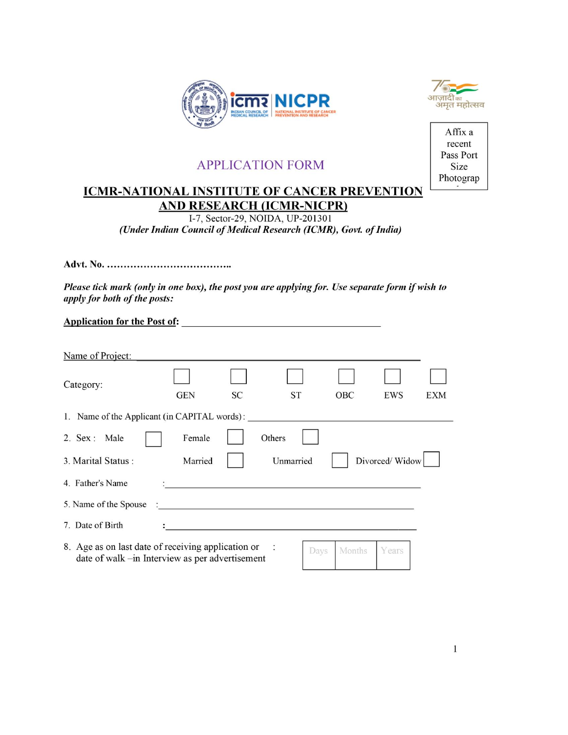Affix a recent Pass Port Size Photograph

# APPLICATION FORM

## ICMR-NATIONAL INSTITUTE OF CANCER PREVENTION AND RESEARCH (ICMR-NICPR)

I-7, Sector-29, NOIDA, UP-201301

*(Under Indian Council of Medical Research (ICMR), Govt. of India)*

**Advt. No. …………………………………..**

***Please tick mark (only in one box), the post you are applying for. Use separate form if wish to apply for both of the posts:***

**Application for the Post of:** ____________________________________________

Name of Project: ______________________________________________________________

Category: ☐ GEN ☐ SC ☐ ST ☐ OBC ☐ EWS ☐ EXM

1. Name of the Applicant (in CAPITAL words) : ____________________________________________

2. Sex : Male ☐ Female ☐ Others ☐

3. Marital Status : Married ☐ Unmarried ☐ Divorced/ Widow ☐

4. Father's Name : ____________________________________________

5. Name of the Spouse : ____________________________________________

7. Date of Birth : ____________________________________________

8. Age as on last date of receiving application or date of walk –in Interview as per advertisement :

| Days | Months | Years |
|---|---|---|
| | | |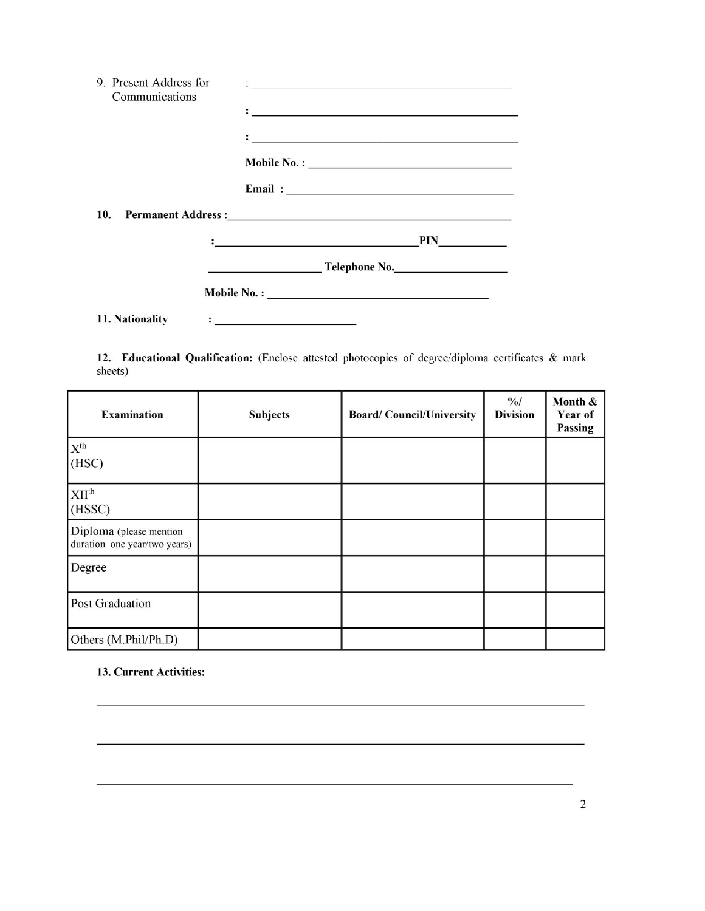9. Present Address for Communications : ___________________________________________

: ___________________________________________

: ___________________________________________

**Mobile No. :** ___________________________________

**Email :** ______________________________________

**10. Permanent Address :** ____________________________________________

**:** ________________________________ **PIN** ___________

___________________ **Telephone No.** ___________________

**Mobile No. :** ____________________________________

**11. Nationality :** ________________________

**12. Educational Qualification:** (Enclose attested photocopies of degree/diploma certificates & mark sheets)

| Examination | Subjects | Board/ Council/University | %/ Division | Month & Year of Passing |
|---|---|---|---|---|
| X$^{th}$ (HSC) | | | | |
| XII$^{th}$ (HSSC) | | | | |
| Diploma (please mention duration one year/two years) | | | | |
| Degree | | | | |
| Post Graduation | | | | |
| Others (M.Phil/Ph.D) | | | | |

**13. Current Activities:**

_____________________________________________________________________________

_____________________________________________________________________________

_____________________________________________________________________________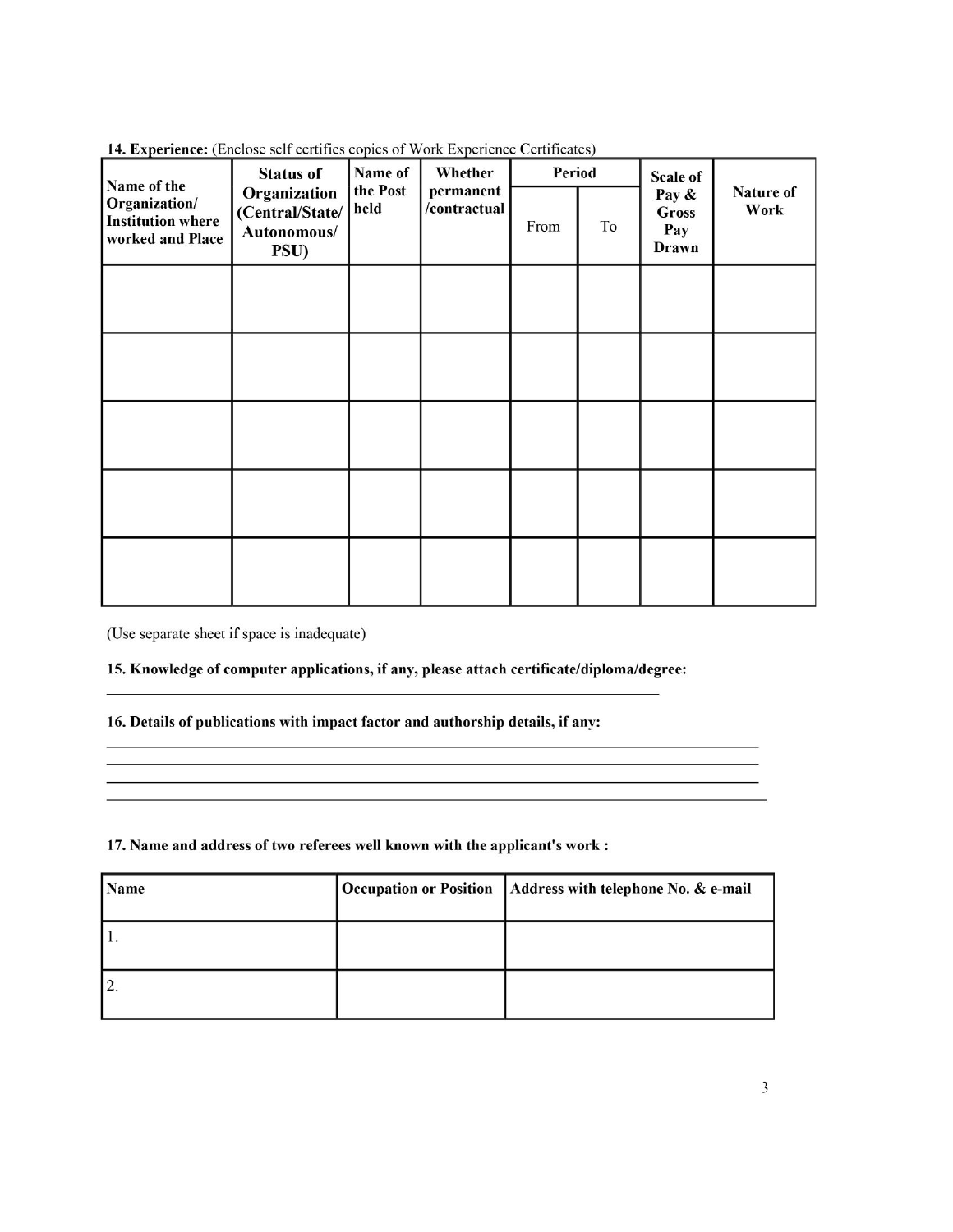**14. Experience:** (Enclose self certifies copies of Work Experience Certificates)

| Name of the Organization/ Institution where worked and Place | Status of Organization (Central/State/ Autonomous/ PSU) | Name of the Post held | Whether permanent /contractual | Period | | Scale of Pay & Gross Pay Drawn | Nature of Work |
|---|---|---|---|---|---|---|---|
| | | | | From | To | | |
| | | | | | | | |
| | | | | | | | |
| | | | | | | | |
| | | | | | | | |
| | | | | | | | |

(Use separate sheet if space is inadequate)

**15. Knowledge of computer applications, if any, please attach certificate/diploma/degree:**

___________________________________________________________________________

**16. Details of publications with impact factor and authorship details, if any:**

___________________________________________________________________________
___________________________________________________________________________
___________________________________________________________________________
___________________________________________________________________________

**17. Name and address of two referees well known with the applicant's work :**

| Name | Occupation or Position | Address with telephone No. & e-mail |
|---|---|---|
| 1. | | |
| 2. | | |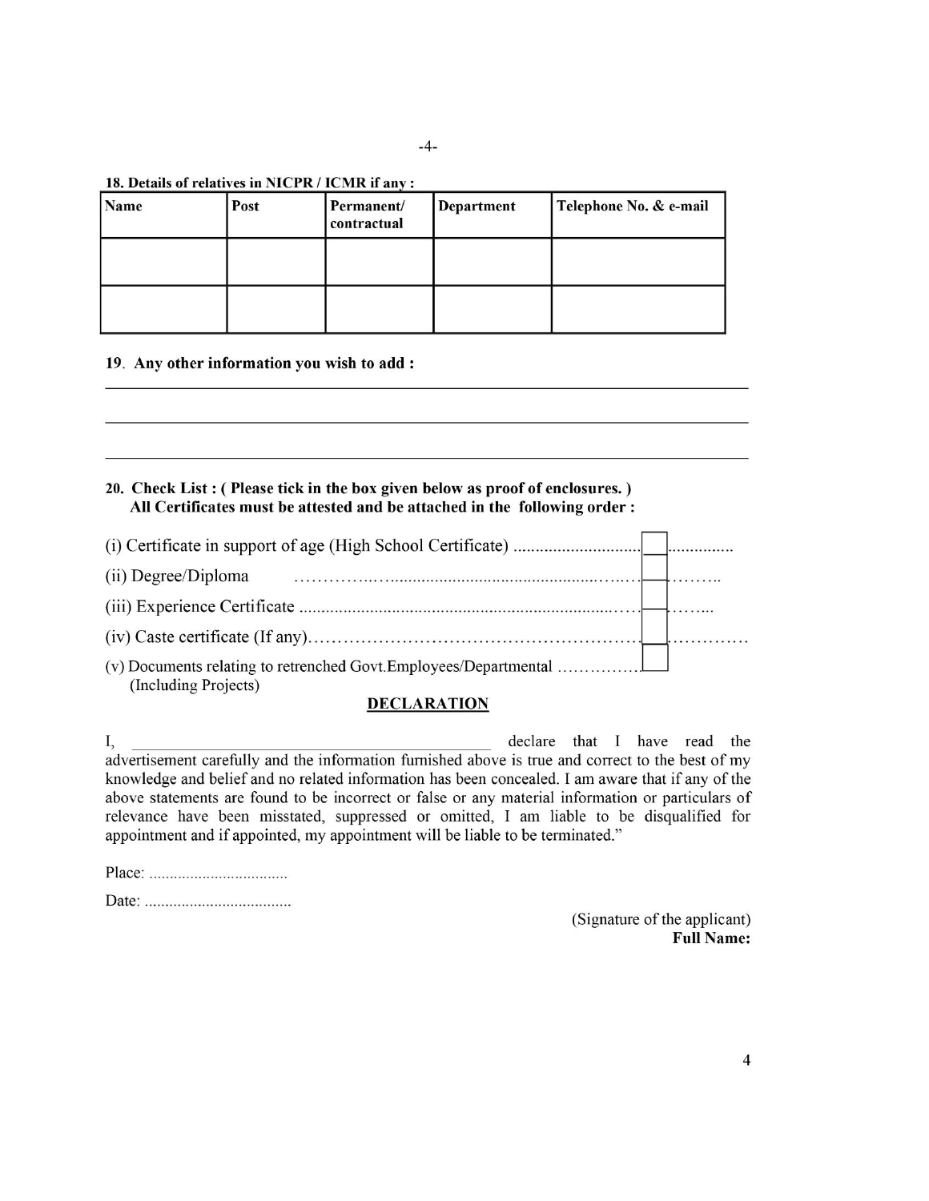**18. Details of relatives in NICPR / ICMR if any :**

| Name | Post | Permanent/ contractual | Department | Telephone No. & e-mail |
|---|---|---|---|---|
| | | | | |
| | | | | |

**19. Any other information you wish to add :**

______________________________________________________________________

______________________________________________________________________

______________________________________________________________________

**20. Check List : ( Please tick in the box given below as proof of enclosures. )**
**All Certificates must be attested and be attached in the following order :**

(i) Certificate in support of age (High School Certificate) ............................ ☐ ..............

(ii) Degree/Diploma ……………..….............................................….…… ☐ ………..

(iii) Experience Certificate ..........................................................................…… ☐ ……...

(iv) Caste certificate (If any)……………………………………………… ☐ ……………

(v) Documents relating to retrenched Govt.Employees/Departmental …………… ☐
(Including Projects)

## DECLARATION

I, ________________________________ declare that I have read the advertisement carefully and the information furnished above is true and correct to the best of my knowledge and belief and no related information has been concealed. I am aware that if any of the above statements are found to be incorrect or false or any material information or particulars of relevance have been misstated, suppressed or omitted, I am liable to be disqualified for appointment and if appointed, my appointment will be liable to be terminated."

Place: ................................

Date: ...................................

(Signature of the applicant)
**Full Name:**